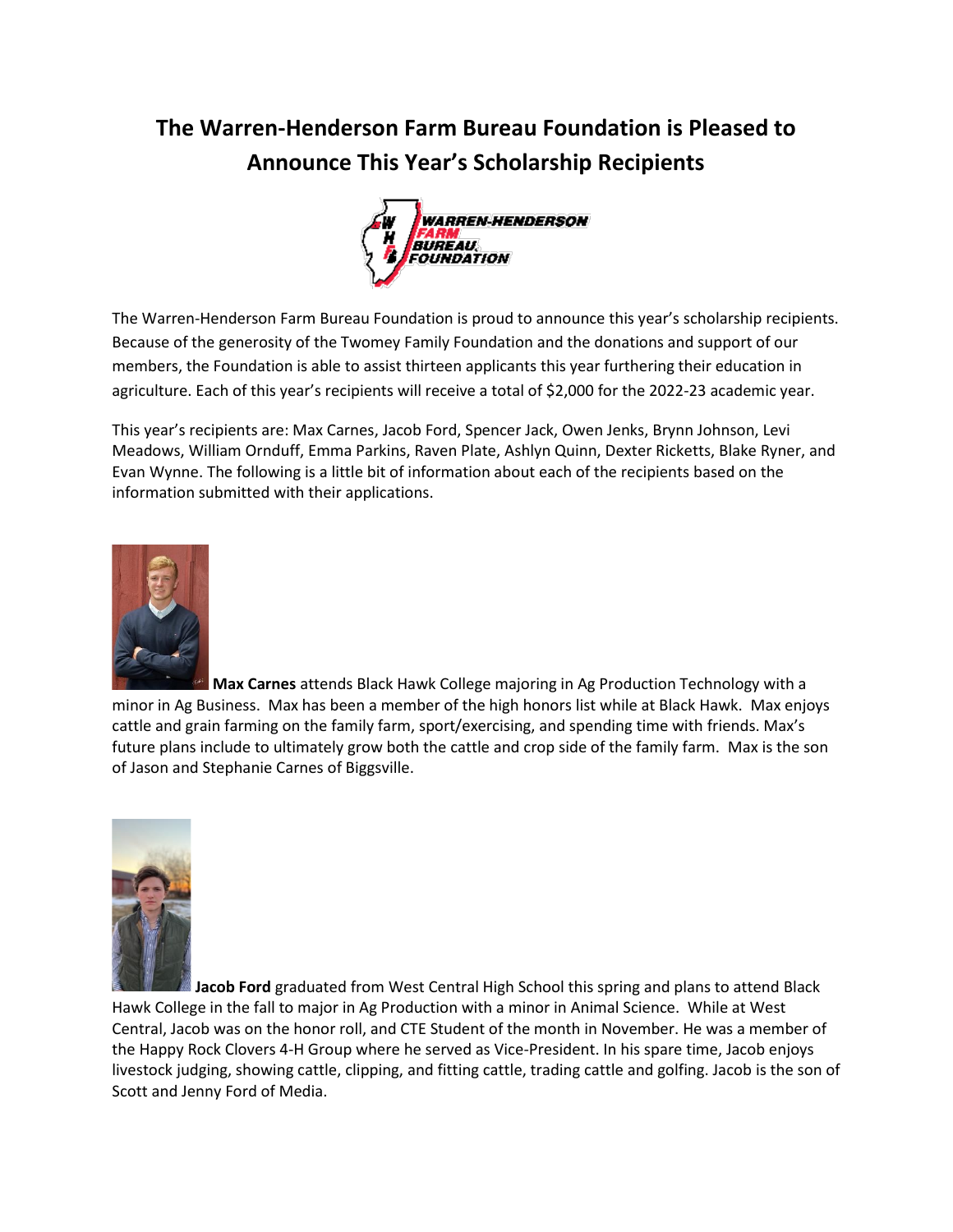# The Warren-Henderson Farm Bureau Foundation is Pleased to Announce This Year's Scholarship Recipients

The Warren-Henderson Farm Bureau Foundation is proud to announce this year's scholarship recipients. Because of the generosity of the Twomey Family Foundation and the donations and support of our members, the Foundation is able to assist thirteen applicants this year furthering their education in agriculture. Each of this year's recipients will receive a total of $2,000 for the 2022-23 academic year.

This year's recipients are: Max Carnes, Jacob Ford, Spencer Jack, Owen Jenks, Brynn Johnson, Levi Meadows, William Ornduff, Emma Parkins, Raven Plate, Ashlyn Quinn, Dexter Ricketts, Blake Ryner, and Evan Wynne. The following is a little bit of information about each of the recipients based on the information submitted with their applications.

**Max Carnes** attends Black Hawk College majoring in Ag Production Technology with a minor in Ag Business. Max has been a member of the high honors list while at Black Hawk. Max enjoys cattle and grain farming on the family farm, sport/exercising, and spending time with friends. Max's future plans include to ultimately grow both the cattle and crop side of the family farm. Max is the son of Jason and Stephanie Carnes of Biggsville.

**Jacob Ford** graduated from West Central High School this spring and plans to attend Black Hawk College in the fall to major in Ag Production with a minor in Animal Science. While at West Central, Jacob was on the honor roll, and CTE Student of the month in November. He was a member of the Happy Rock Clovers 4-H Group where he served as Vice-President. In his spare time, Jacob enjoys livestock judging, showing cattle, clipping, and fitting cattle, trading cattle and golfing. Jacob is the son of Scott and Jenny Ford of Media.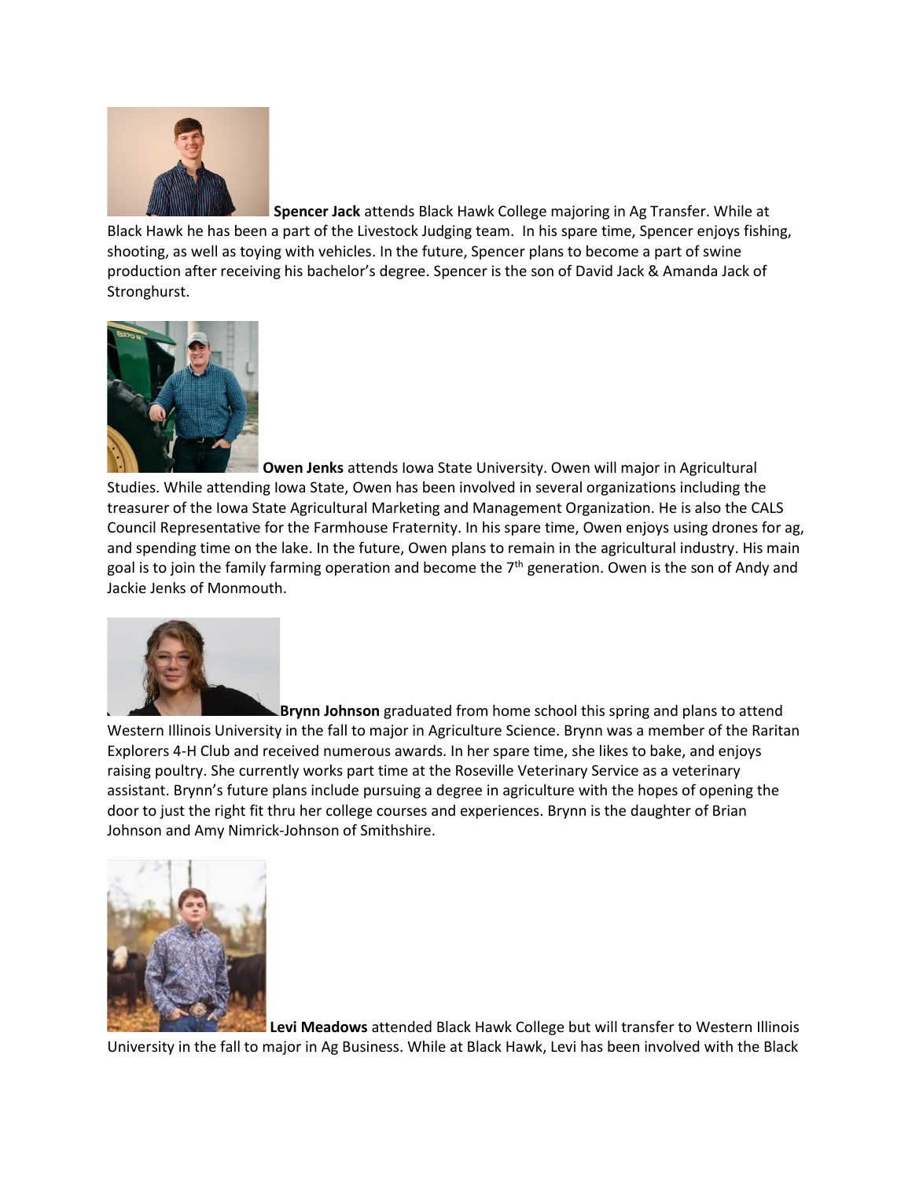**Spencer Jack** attends Black Hawk College majoring in Ag Transfer. While at Black Hawk he has been a part of the Livestock Judging team. In his spare time, Spencer enjoys fishing, shooting, as well as toying with vehicles. In the future, Spencer plans to become a part of swine production after receiving his bachelor's degree. Spencer is the son of David Jack & Amanda Jack of Stronghurst.

**Owen Jenks** attends Iowa State University. Owen will major in Agricultural Studies. While attending Iowa State, Owen has been involved in several organizations including the treasurer of the Iowa State Agricultural Marketing and Management Organization. He is also the CALS Council Representative for the Farmhouse Fraternity. In his spare time, Owen enjoys using drones for ag, and spending time on the lake. In the future, Owen plans to remain in the agricultural industry. His main goal is to join the family farming operation and become the 7th generation. Owen is the son of Andy and Jackie Jenks of Monmouth.

**Brynn Johnson** graduated from home school this spring and plans to attend Western Illinois University in the fall to major in Agriculture Science. Brynn was a member of the Raritan Explorers 4-H Club and received numerous awards. In her spare time, she likes to bake, and enjoys raising poultry. She currently works part time at the Roseville Veterinary Service as a veterinary assistant. Brynn's future plans include pursuing a degree in agriculture with the hopes of opening the door to just the right fit thru her college courses and experiences. Brynn is the daughter of Brian Johnson and Amy Nimrick-Johnson of Smithshire.

**Levi Meadows** attended Black Hawk College but will transfer to Western Illinois University in the fall to major in Ag Business. While at Black Hawk, Levi has been involved with the Black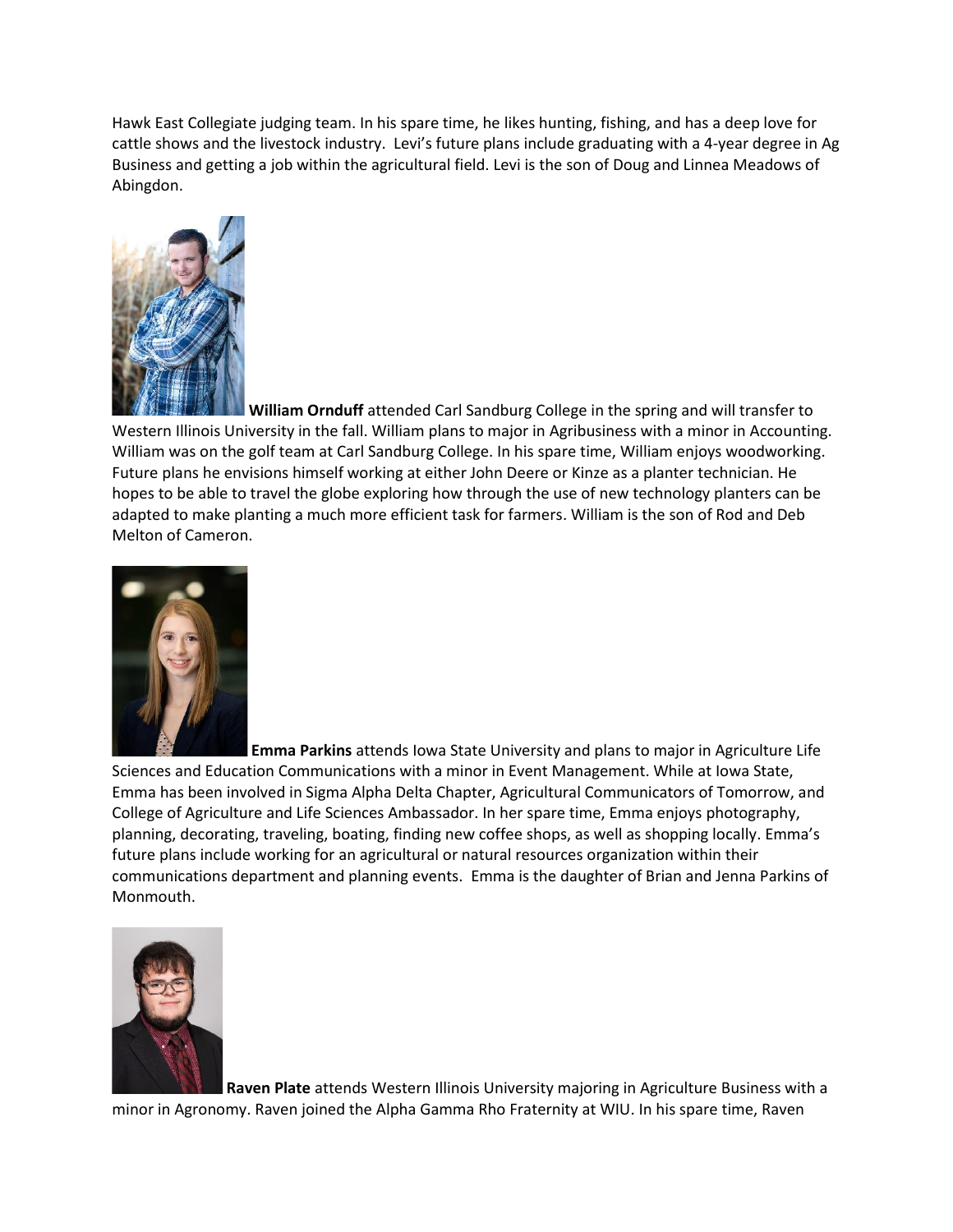Hawk East Collegiate judging team. In his spare time, he likes hunting, fishing, and has a deep love for cattle shows and the livestock industry. Levi's future plans include graduating with a 4-year degree in Ag Business and getting a job within the agricultural field. Levi is the son of Doug and Linnea Meadows of Abingdon.

**William Ornduff** attended Carl Sandburg College in the spring and will transfer to Western Illinois University in the fall. William plans to major in Agribusiness with a minor in Accounting. William was on the golf team at Carl Sandburg College. In his spare time, William enjoys woodworking. Future plans he envisions himself working at either John Deere or Kinze as a planter technician. He hopes to be able to travel the globe exploring how through the use of new technology planters can be adapted to make planting a much more efficient task for farmers. William is the son of Rod and Deb Melton of Cameron.

**Emma Parkins** attends Iowa State University and plans to major in Agriculture Life Sciences and Education Communications with a minor in Event Management. While at Iowa State, Emma has been involved in Sigma Alpha Delta Chapter, Agricultural Communicators of Tomorrow, and College of Agriculture and Life Sciences Ambassador. In her spare time, Emma enjoys photography, planning, decorating, traveling, boating, finding new coffee shops, as well as shopping locally. Emma's future plans include working for an agricultural or natural resources organization within their communications department and planning events. Emma is the daughter of Brian and Jenna Parkins of Monmouth.

**Raven Plate** attends Western Illinois University majoring in Agriculture Business with a minor in Agronomy. Raven joined the Alpha Gamma Rho Fraternity at WIU. In his spare time, Raven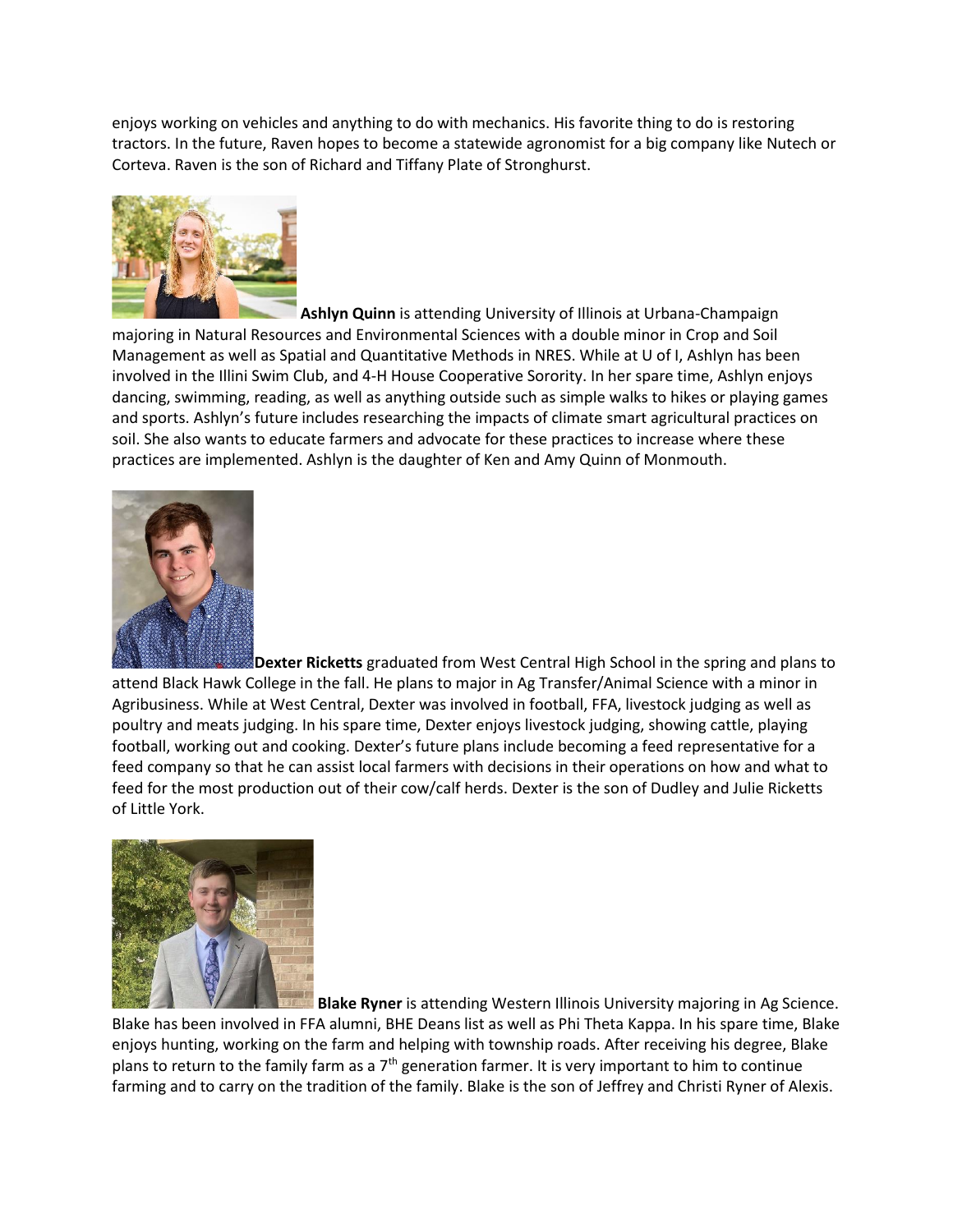enjoys working on vehicles and anything to do with mechanics. His favorite thing to do is restoring tractors. In the future, Raven hopes to become a statewide agronomist for a big company like Nutech or Corteva. Raven is the son of Richard and Tiffany Plate of Stronghurst.

**Ashlyn Quinn** is attending University of Illinois at Urbana-Champaign majoring in Natural Resources and Environmental Sciences with a double minor in Crop and Soil Management as well as Spatial and Quantitative Methods in NRES. While at U of I, Ashlyn has been involved in the Illini Swim Club, and 4-H House Cooperative Sorority. In her spare time, Ashlyn enjoys dancing, swimming, reading, as well as anything outside such as simple walks to hikes or playing games and sports. Ashlyn's future includes researching the impacts of climate smart agricultural practices on soil. She also wants to educate farmers and advocate for these practices to increase where these practices are implemented. Ashlyn is the daughter of Ken and Amy Quinn of Monmouth.

**Dexter Ricketts** graduated from West Central High School in the spring and plans to attend Black Hawk College in the fall. He plans to major in Ag Transfer/Animal Science with a minor in Agribusiness. While at West Central, Dexter was involved in football, FFA, livestock judging as well as poultry and meats judging. In his spare time, Dexter enjoys livestock judging, showing cattle, playing football, working out and cooking. Dexter's future plans include becoming a feed representative for a feed company so that he can assist local farmers with decisions in their operations on how and what to feed for the most production out of their cow/calf herds. Dexter is the son of Dudley and Julie Ricketts of Little York.

**Blake Ryner** is attending Western Illinois University majoring in Ag Science. Blake has been involved in FFA alumni, BHE Deans list as well as Phi Theta Kappa. In his spare time, Blake enjoys hunting, working on the farm and helping with township roads. After receiving his degree, Blake plans to return to the family farm as a 7th generation farmer. It is very important to him to continue farming and to carry on the tradition of the family. Blake is the son of Jeffrey and Christi Ryner of Alexis.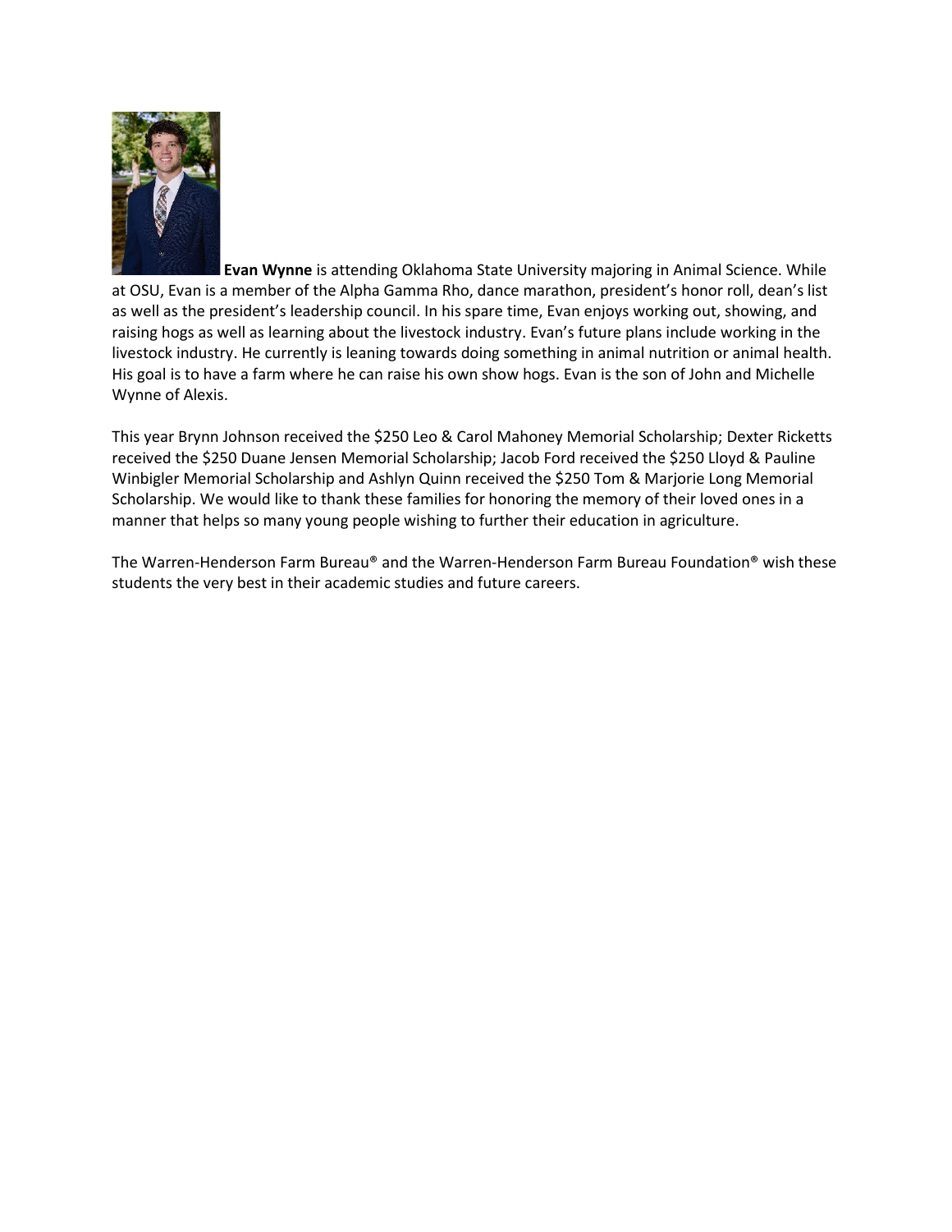**Evan Wynne** is attending Oklahoma State University majoring in Animal Science. While at OSU, Evan is a member of the Alpha Gamma Rho, dance marathon, president's honor roll, dean's list as well as the president's leadership council. In his spare time, Evan enjoys working out, showing, and raising hogs as well as learning about the livestock industry. Evan's future plans include working in the livestock industry. He currently is leaning towards doing something in animal nutrition or animal health. His goal is to have a farm where he can raise his own show hogs. Evan is the son of John and Michelle Wynne of Alexis.

This year Brynn Johnson received the $250 Leo & Carol Mahoney Memorial Scholarship; Dexter Ricketts received the $250 Duane Jensen Memorial Scholarship; Jacob Ford received the $250 Lloyd & Pauline Winbigler Memorial Scholarship and Ashlyn Quinn received the $250 Tom & Marjorie Long Memorial Scholarship. We would like to thank these families for honoring the memory of their loved ones in a manner that helps so many young people wishing to further their education in agriculture.

The Warren-Henderson Farm Bureau® and the Warren-Henderson Farm Bureau Foundation® wish these students the very best in their academic studies and future careers.